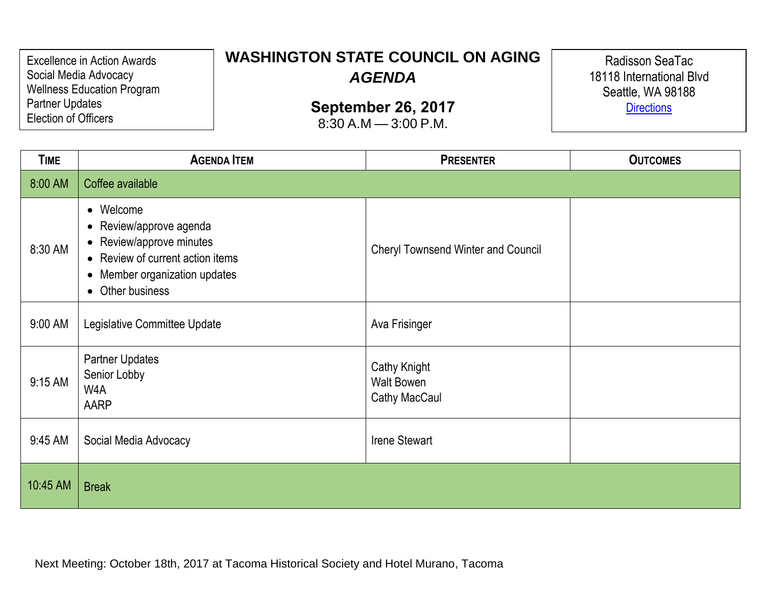# WASHINGTON STATE COUNCIL ON AGING

## *AGENDA*

**September 26, 2017**

8:30 A.M — 3:00 P.M.

Excellence in Action Awards
Social Media Advocacy
Wellness Education Program
Partner Updates
Election of Officers

Radisson SeaTac
18118 International Blvd
Seattle, WA 98188
[Directions]

| TIME | AGENDA ITEM | PRESENTER | OUTCOMES |
|---|---|---|---|
| 8:00 AM | Coffee available | | |
| 8:30 AM | • Welcome<br>• Review/approve agenda<br>• Review/approve minutes<br>• Review of current action items<br>• Member organization updates<br>• Other business | Cheryl Townsend Winter and Council | |
| 9:00 AM | Legislative Committee Update | Ava Frisinger | |
| 9:15 AM | Partner Updates<br>Senior Lobby<br>W4A<br>AARP | Cathy Knight<br>Walt Bowen<br>Cathy MacCaul | |
| 9:45 AM | Social Media Advocacy | Irene Stewart | |
| 10:45 AM | Break | | |

Next Meeting: October 18th, 2017 at Tacoma Historical Society and Hotel Murano, Tacoma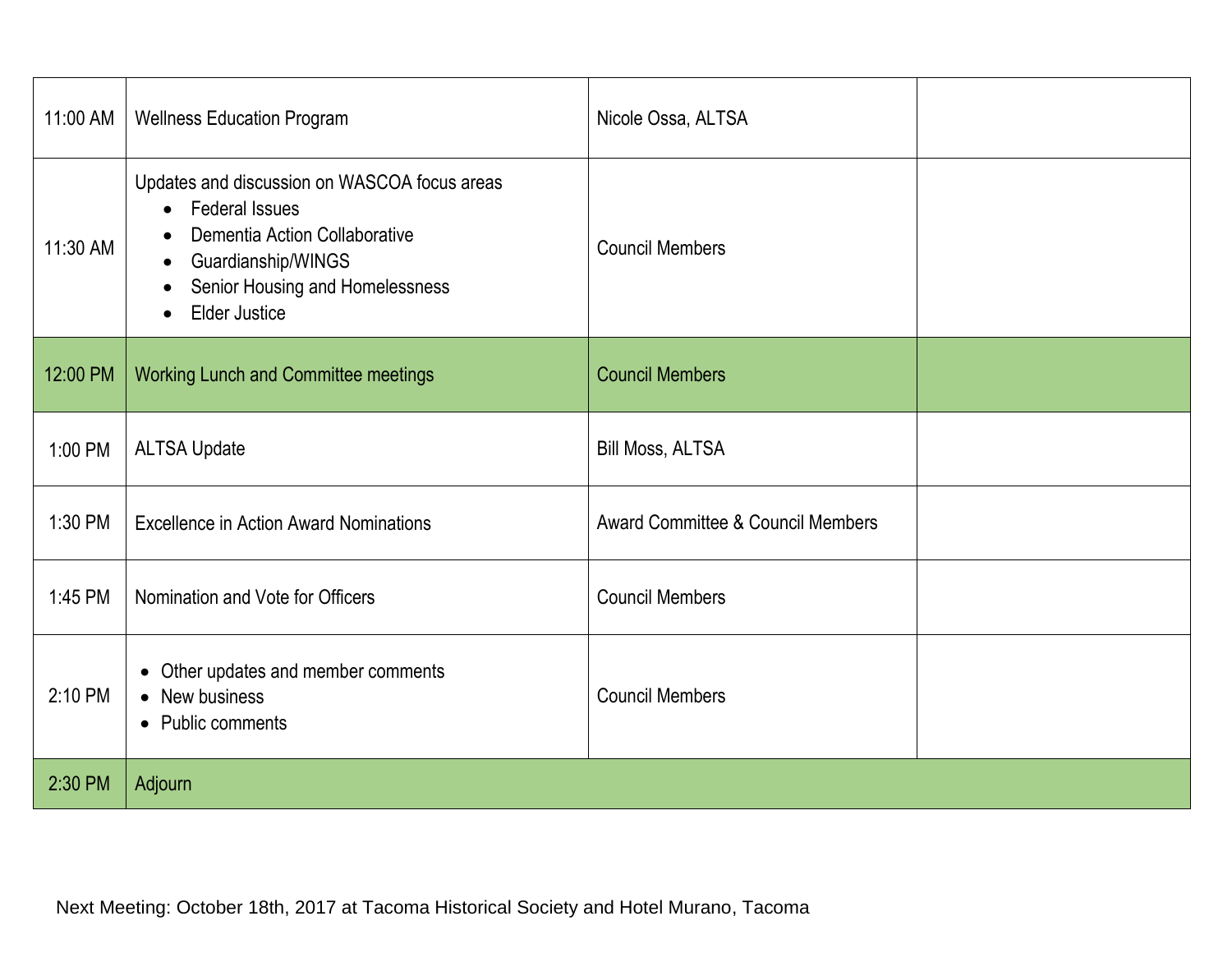| | | | |
|---|---|---|---|
| 11:00 AM | Wellness Education Program | Nicole Ossa, ALTSA | |
| 11:30 AM | Updates and discussion on WASCOA focus areas<br>• Federal Issues<br>• Dementia Action Collaborative<br>• Guardianship/WINGS<br>• Senior Housing and Homelessness<br>• Elder Justice | Council Members | |
| 12:00 PM | Working Lunch and Committee meetings | Council Members | |
| 1:00 PM | ALTSA Update | Bill Moss, ALTSA | |
| 1:30 PM | Excellence in Action Award Nominations | Award Committee & Council Members | |
| 1:45 PM | Nomination and Vote for Officers | Council Members | |
| 2:10 PM | • Other updates and member comments<br>• New business<br>• Public comments | Council Members | |
| 2:30 PM | Adjourn | | |

Next Meeting: October 18th, 2017 at Tacoma Historical Society and Hotel Murano, Tacoma